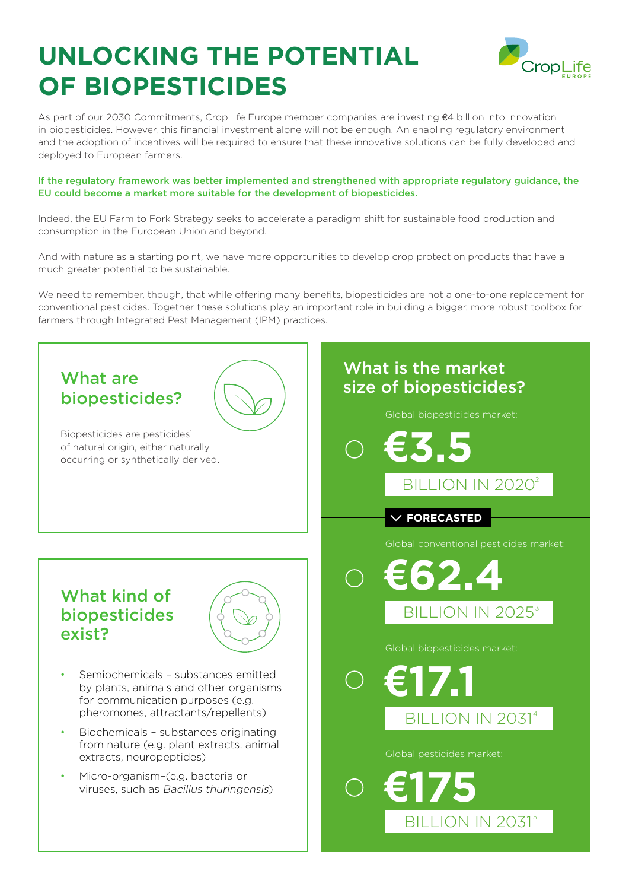# UNLOCKING THE POTENTIAL OF BIOPESTICIDES

As part of our 2030 Commitments, CropLife Europe member companies are investing €4 billion into innovation in biopesticides. However, this financial investment alone will not be enough. An enabling regulatory environment and the adoption of incentives will be required to ensure that these innovative solutions can be fully developed and deployed to European farmers.

**If the regulatory framework was better implemented and strengthened with appropriate regulatory guidance, the EU could become a market more suitable for the development of biopesticides.**

Indeed, the EU Farm to Fork Strategy seeks to accelerate a paradigm shift for sustainable food production and consumption in the European Union and beyond.

And with nature as a starting point, we have more opportunities to develop crop protection products that have a much greater potential to be sustainable.

We need to remember, though, that while offering many benefits, biopesticides are not a one-to-one replacement for conventional pesticides. Together these solutions play an important role in building a bigger, more robust toolbox for farmers through Integrated Pest Management (IPM) practices.

## What are biopesticides?

Biopesticides are pesticides[1] of natural origin, either naturally occurring or synthetically derived.

## What kind of biopesticides exist?

- Semiochemicals – substances emitted by plants, animals and other organisms for communication purposes (e.g. pheromones, attractants/repellents)
- Biochemicals – substances originating from nature (e.g. plant extracts, animal extracts, neuropeptides)
- Micro-organism–(e.g. bacteria or viruses, such as *Bacillus thuringensis*)

## What is the market size of biopesticides?

Global biopesticides market:

**€3.5** BILLION IN 2020[2]

**FORECASTED**

Global conventional pesticides market:

**€62.4** BILLION IN 2025[3]

Global biopesticides market:

**€17.1** BILLION IN 2031[4]

Global pesticides market:

**€175** BILLION IN 2031[5]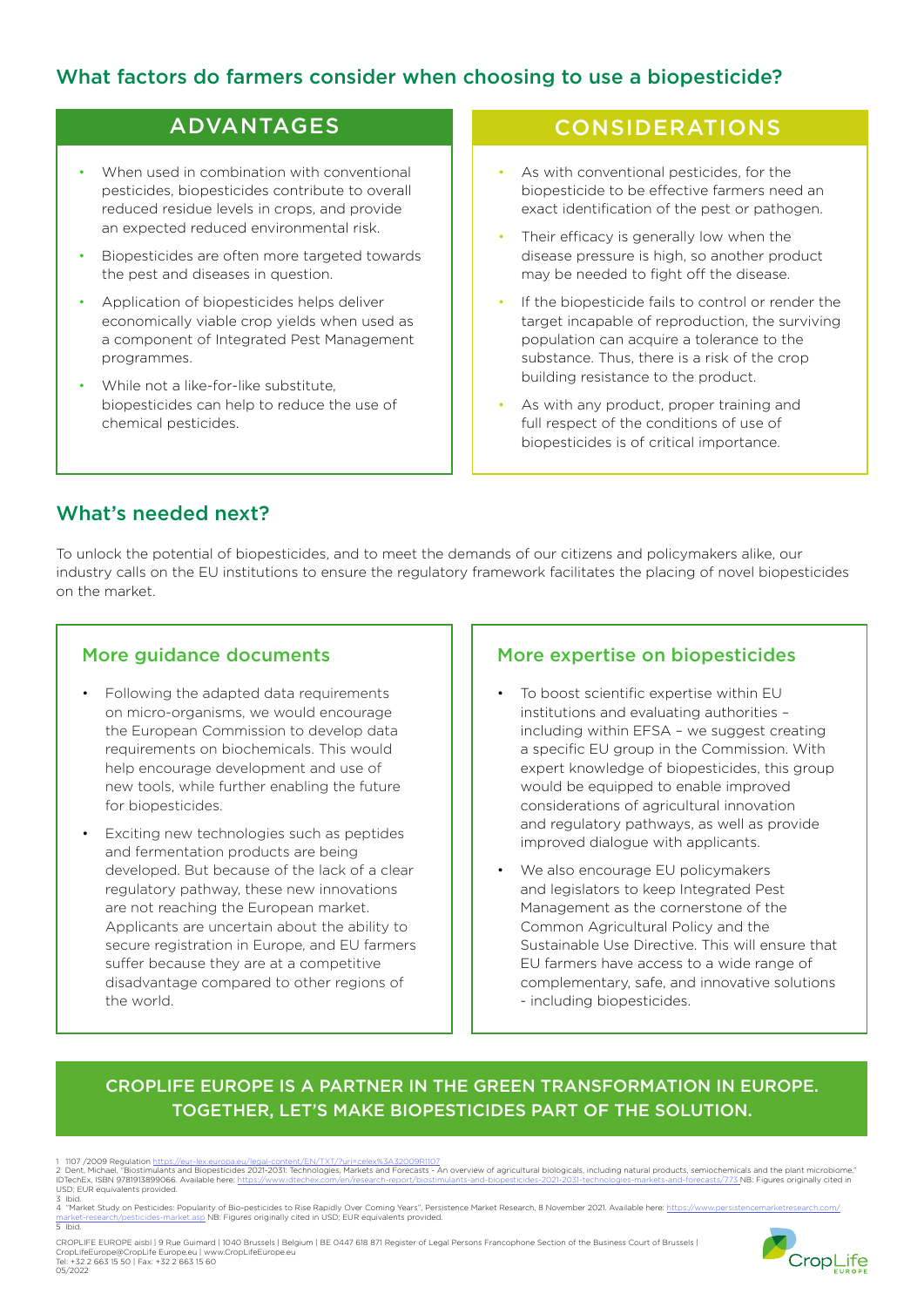## What factors do farmers consider when choosing to use a biopesticide?

### ADVANTAGES

- When used in combination with conventional pesticides, biopesticides contribute to overall reduced residue levels in crops, and provide an expected reduced environmental risk.
- Biopesticides are often more targeted towards the pest and diseases in question.
- Application of biopesticides helps deliver economically viable crop yields when used as a component of Integrated Pest Management programmes.
- While not a like-for-like substitute, biopesticides can help to reduce the use of chemical pesticides.

### CONSIDERATIONS

- As with conventional pesticides, for the biopesticide to be effective farmers need an exact identification of the pest or pathogen.
- Their efficacy is generally low when the disease pressure is high, so another product may be needed to fight off the disease.
- If the biopesticide fails to control or render the target incapable of reproduction, the surviving population can acquire a tolerance to the substance. Thus, there is a risk of the crop building resistance to the product.
- As with any product, proper training and full respect of the conditions of use of biopesticides is of critical importance.

## What's needed next?

To unlock the potential of biopesticides, and to meet the demands of our citizens and policymakers alike, our industry calls on the EU institutions to ensure the regulatory framework facilitates the placing of novel biopesticides on the market.

### More guidance documents

- Following the adapted data requirements on micro-organisms, we would encourage the European Commission to develop data requirements on biochemicals. This would help encourage development and use of new tools, while further enabling the future for biopesticides.
- Exciting new technologies such as peptides and fermentation products are being developed. But because of the lack of a clear regulatory pathway, these new innovations are not reaching the European market. Applicants are uncertain about the ability to secure registration in Europe, and EU farmers suffer because they are at a competitive disadvantage compared to other regions of the world.

### More expertise on biopesticides

- To boost scientific expertise within EU institutions and evaluating authorities – including within EFSA – we suggest creating a specific EU group in the Commission. With expert knowledge of biopesticides, this group would be equipped to enable improved considerations of agricultural innovation and regulatory pathways, as well as provide improved dialogue with applicants.
- We also encourage EU policymakers and legislators to keep Integrated Pest Management as the cornerstone of the Common Agricultural Policy and the Sustainable Use Directive. This will ensure that EU farmers have access to a wide range of complementary, safe, and innovative solutions - including biopesticides.

**CROPLIFE EUROPE IS A PARTNER IN THE GREEN TRANSFORMATION IN EUROPE. TOGETHER, LET'S MAKE BIOPESTICIDES PART OF THE SOLUTION.**

1 1107 /2009 Regulation https://eur-lex.europa.eu/legal-content/EN/TXT/?uri=celex%3A32009R1107
2 Dent, Michael, "Biostimulants and Biopesticides 2021-2031: Technologies, Markets and Forecasts - An overview of agricultural biologicals, including natural products, semiochemicals and the plant microbiome," IDTechEx, ISBN 9781913899066. Available here: https://www.idtechex.com/en/research-report/biostimulants-and-biopesticides-2021-2031-technologies-markets-and-forecasts/773 NB: Figures originally cited in USD; EUR equivalents provided.
3 Ibid.
4 "Market Study on Pesticides: Popularity of Bio-pesticides to Rise Rapidly Over Coming Years", Persistence Market Research, 8 November 2021. Available here: https://www.persistencemarketresearch.com/market-research/pesticides-market.asp NB: Figures originally cited in USD; EUR equivalents provided.
5 Ibid.

CROPLIFE EUROPE aisbl | 9 Rue Guimard | 1040 Brussels | Belgium | BE 0447 618 871 Register of Legal Persons Francophone Section of the Business Court of Brussels |
CropLifeEurope@CropLife Europe.eu | www.CropLifeEurope.eu
Tel: +32 2 663 15 50 | Fax: +32 2 663 15 60
05/2022